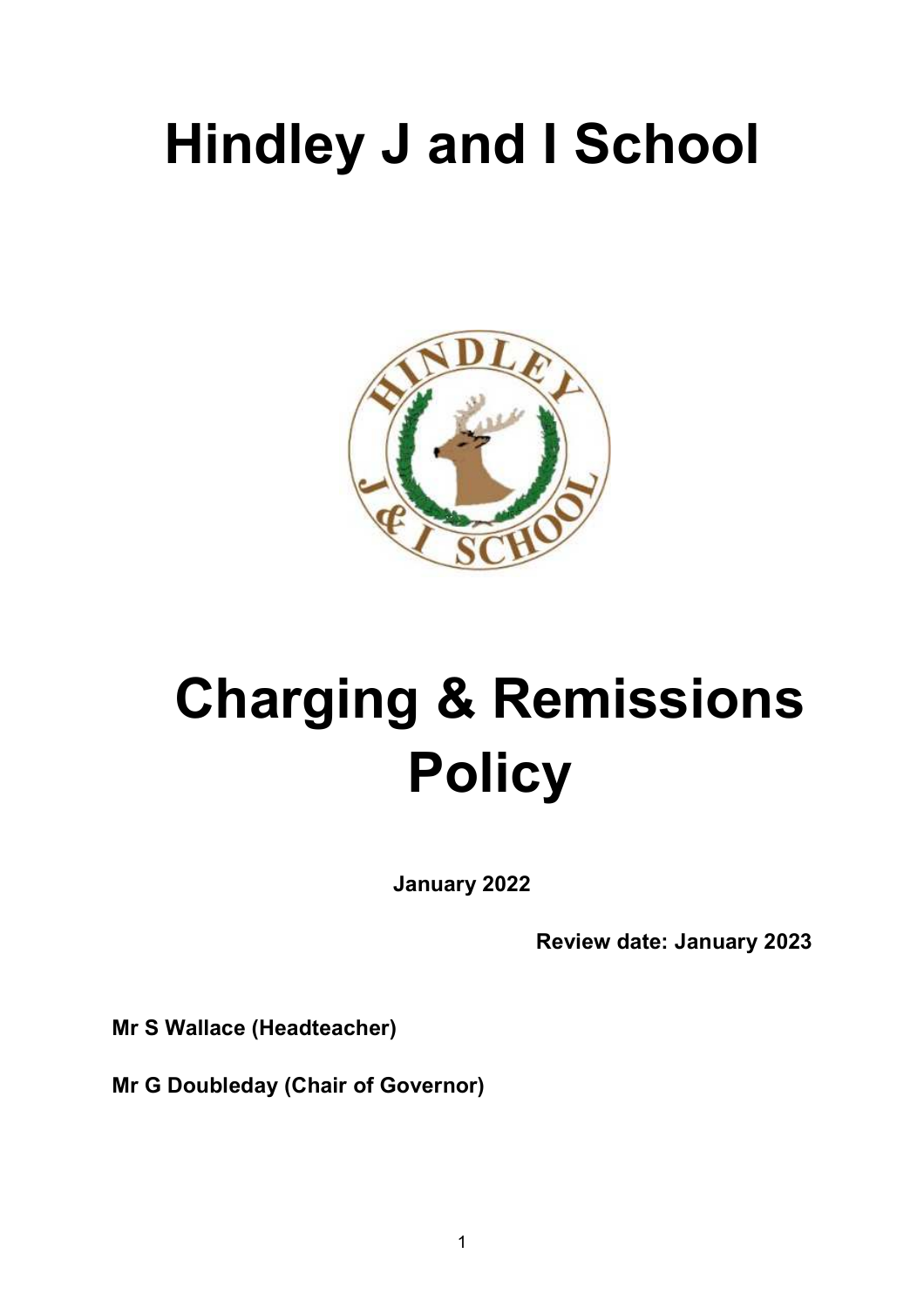# Hindley J and I School

# Charging & Remissions Policy

**January 2022**

**Review date: January 2023**

**Mr S Wallace (Headteacher)**

**Mr G Doubleday (Chair of Governor)**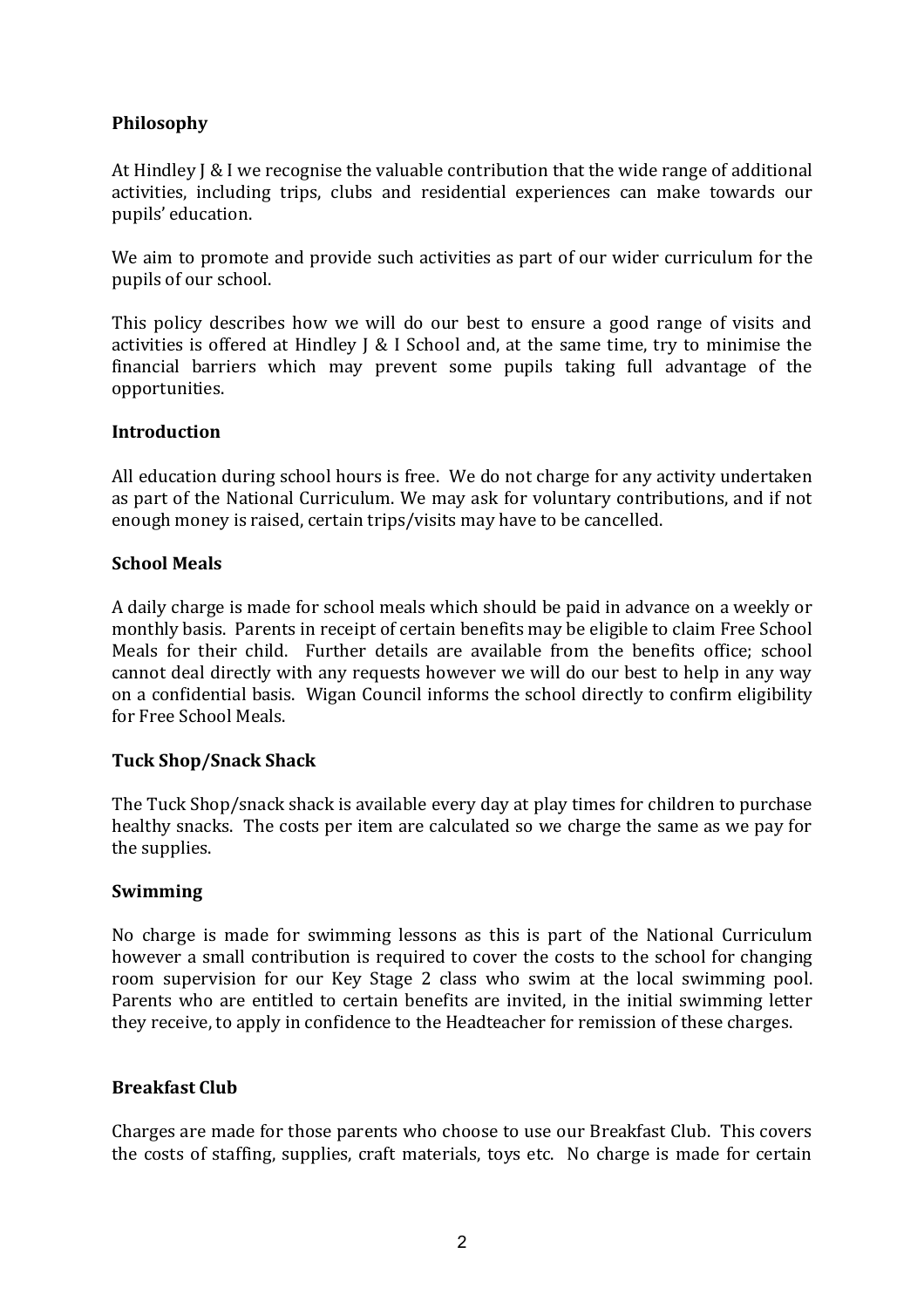**Philosophy**

At Hindley J & I we recognise the valuable contribution that the wide range of additional activities, including trips, clubs and residential experiences can make towards our pupils' education.

We aim to promote and provide such activities as part of our wider curriculum for the pupils of our school.

This policy describes how we will do our best to ensure a good range of visits and activities is offered at Hindley J & I School and, at the same time, try to minimise the financial barriers which may prevent some pupils taking full advantage of the opportunities.

**Introduction**

All education during school hours is free. We do not charge for any activity undertaken as part of the National Curriculum. We may ask for voluntary contributions, and if not enough money is raised, certain trips/visits may have to be cancelled.

**School Meals**

A daily charge is made for school meals which should be paid in advance on a weekly or monthly basis. Parents in receipt of certain benefits may be eligible to claim Free School Meals for their child. Further details are available from the benefits office; school cannot deal directly with any requests however we will do our best to help in any way on a confidential basis. Wigan Council informs the school directly to confirm eligibility for Free School Meals.

**Tuck Shop/Snack Shack**

The Tuck Shop/snack shack is available every day at play times for children to purchase healthy snacks. The costs per item are calculated so we charge the same as we pay for the supplies.

**Swimming**

No charge is made for swimming lessons as this is part of the National Curriculum however a small contribution is required to cover the costs to the school for changing room supervision for our Key Stage 2 class who swim at the local swimming pool. Parents who are entitled to certain benefits are invited, in the initial swimming letter they receive, to apply in confidence to the Headteacher for remission of these charges.

**Breakfast Club**

Charges are made for those parents who choose to use our Breakfast Club. This covers the costs of staffing, supplies, craft materials, toys etc. No charge is made for certain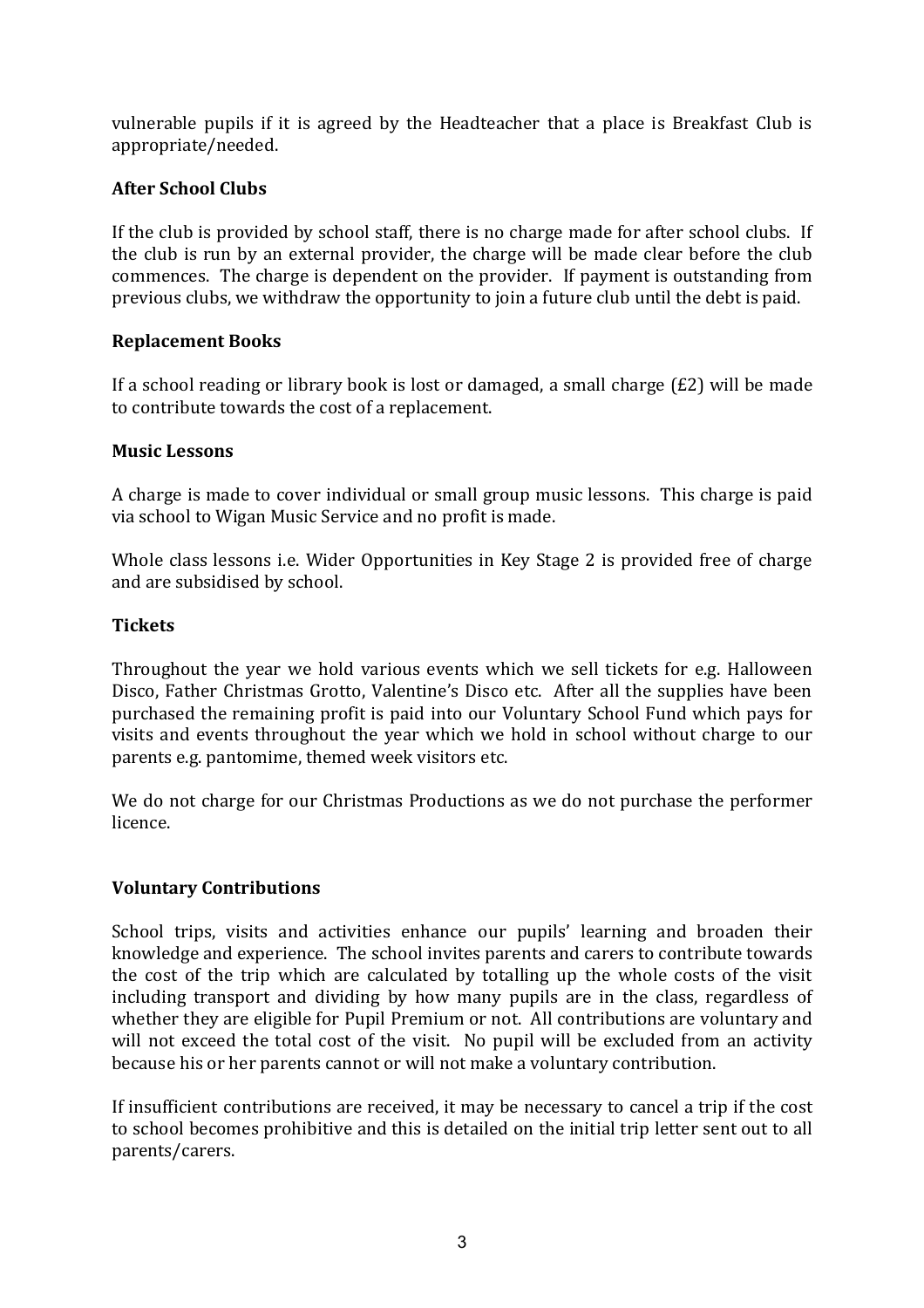vulnerable pupils if it is agreed by the Headteacher that a place is Breakfast Club is appropriate/needed.

**After School Clubs**

If the club is provided by school staff, there is no charge made for after school clubs. If the club is run by an external provider, the charge will be made clear before the club commences. The charge is dependent on the provider. If payment is outstanding from previous clubs, we withdraw the opportunity to join a future club until the debt is paid.

**Replacement Books**

If a school reading or library book is lost or damaged, a small charge (£2) will be made to contribute towards the cost of a replacement.

**Music Lessons**

A charge is made to cover individual or small group music lessons. This charge is paid via school to Wigan Music Service and no profit is made.

Whole class lessons i.e. Wider Opportunities in Key Stage 2 is provided free of charge and are subsidised by school.

**Tickets**

Throughout the year we hold various events which we sell tickets for e.g. Halloween Disco, Father Christmas Grotto, Valentine's Disco etc. After all the supplies have been purchased the remaining profit is paid into our Voluntary School Fund which pays for visits and events throughout the year which we hold in school without charge to our parents e.g. pantomime, themed week visitors etc.

We do not charge for our Christmas Productions as we do not purchase the performer licence.

**Voluntary Contributions**

School trips, visits and activities enhance our pupils' learning and broaden their knowledge and experience. The school invites parents and carers to contribute towards the cost of the trip which are calculated by totalling up the whole costs of the visit including transport and dividing by how many pupils are in the class, regardless of whether they are eligible for Pupil Premium or not. All contributions are voluntary and will not exceed the total cost of the visit. No pupil will be excluded from an activity because his or her parents cannot or will not make a voluntary contribution.

If insufficient contributions are received, it may be necessary to cancel a trip if the cost to school becomes prohibitive and this is detailed on the initial trip letter sent out to all parents/carers.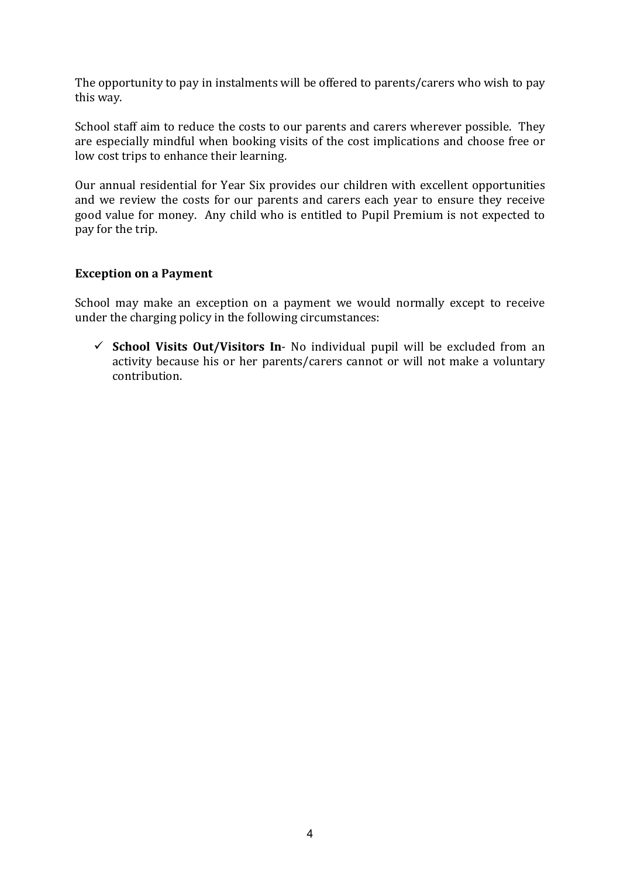The opportunity to pay in instalments will be offered to parents/carers who wish to pay this way.

School staff aim to reduce the costs to our parents and carers wherever possible. They are especially mindful when booking visits of the cost implications and choose free or low cost trips to enhance their learning.

Our annual residential for Year Six provides our children with excellent opportunities and we review the costs for our parents and carers each year to ensure they receive good value for money. Any child who is entitled to Pupil Premium is not expected to pay for the trip.

### Exception on a Payment

School may make an exception on a payment we would normally except to receive under the charging policy in the following circumstances:

- ✓ **School Visits Out/Visitors In**- No individual pupil will be excluded from an activity because his or her parents/carers cannot or will not make a voluntary contribution.